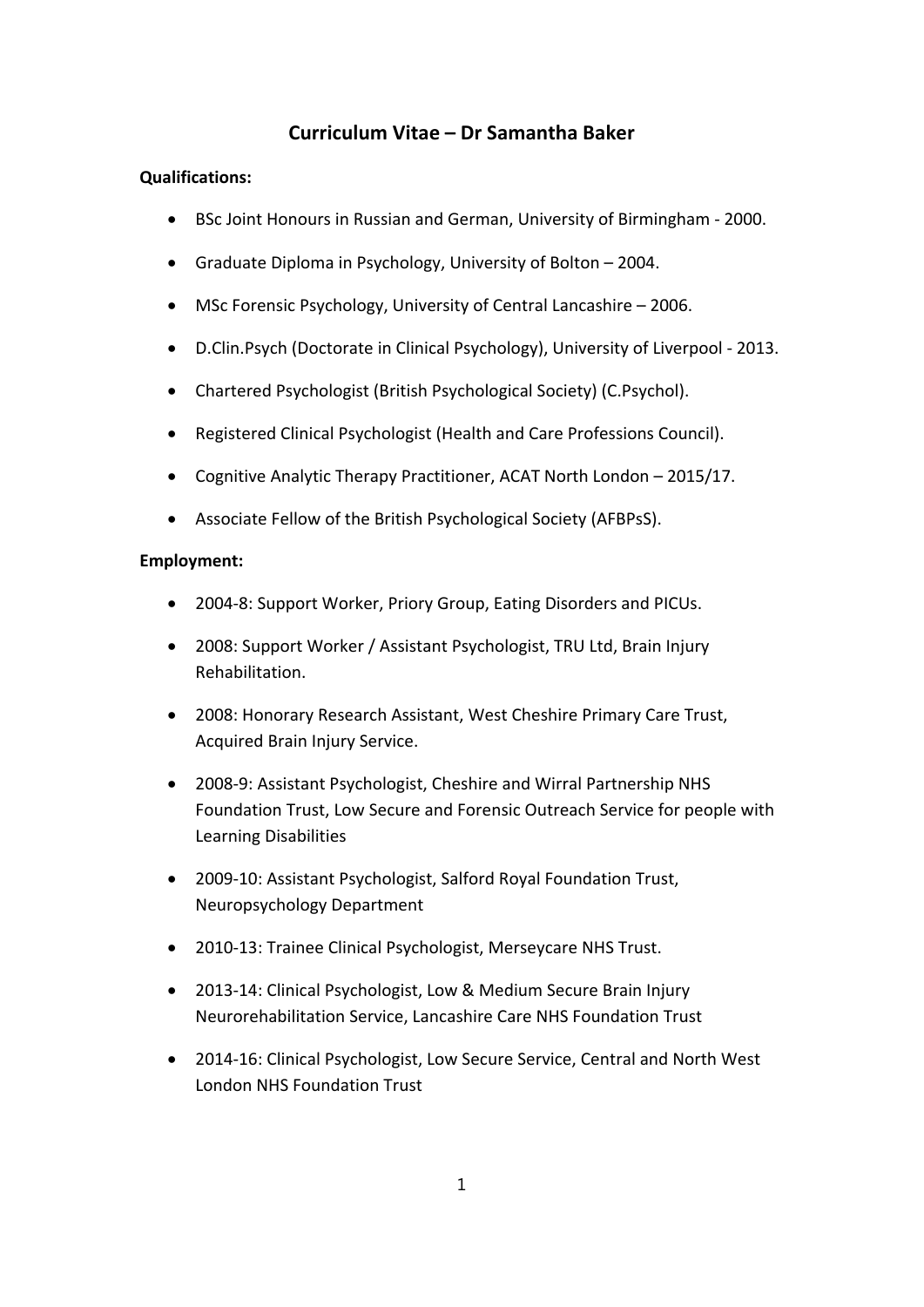# Curriculum Vitae – Dr Samantha Baker

**Qualifications:**

- BSc Joint Honours in Russian and German, University of Birmingham - 2000.
- Graduate Diploma in Psychology, University of Bolton – 2004.
- MSc Forensic Psychology, University of Central Lancashire – 2006.
- D.Clin.Psych (Doctorate in Clinical Psychology), University of Liverpool - 2013.
- Chartered Psychologist (British Psychological Society) (C.Psychol).
- Registered Clinical Psychologist (Health and Care Professions Council).
- Cognitive Analytic Therapy Practitioner, ACAT North London – 2015/17.
- Associate Fellow of the British Psychological Society (AFBPsS).

**Employment:**

- 2004-8: Support Worker, Priory Group, Eating Disorders and PICUs.
- 2008: Support Worker / Assistant Psychologist, TRU Ltd, Brain Injury Rehabilitation.
- 2008: Honorary Research Assistant, West Cheshire Primary Care Trust, Acquired Brain Injury Service.
- 2008-9: Assistant Psychologist, Cheshire and Wirral Partnership NHS Foundation Trust, Low Secure and Forensic Outreach Service for people with Learning Disabilities
- 2009-10: Assistant Psychologist, Salford Royal Foundation Trust, Neuropsychology Department
- 2010-13: Trainee Clinical Psychologist, Merseycare NHS Trust.
- 2013-14: Clinical Psychologist, Low & Medium Secure Brain Injury Neurorehabilitation Service, Lancashire Care NHS Foundation Trust
- 2014-16: Clinical Psychologist, Low Secure Service, Central and North West London NHS Foundation Trust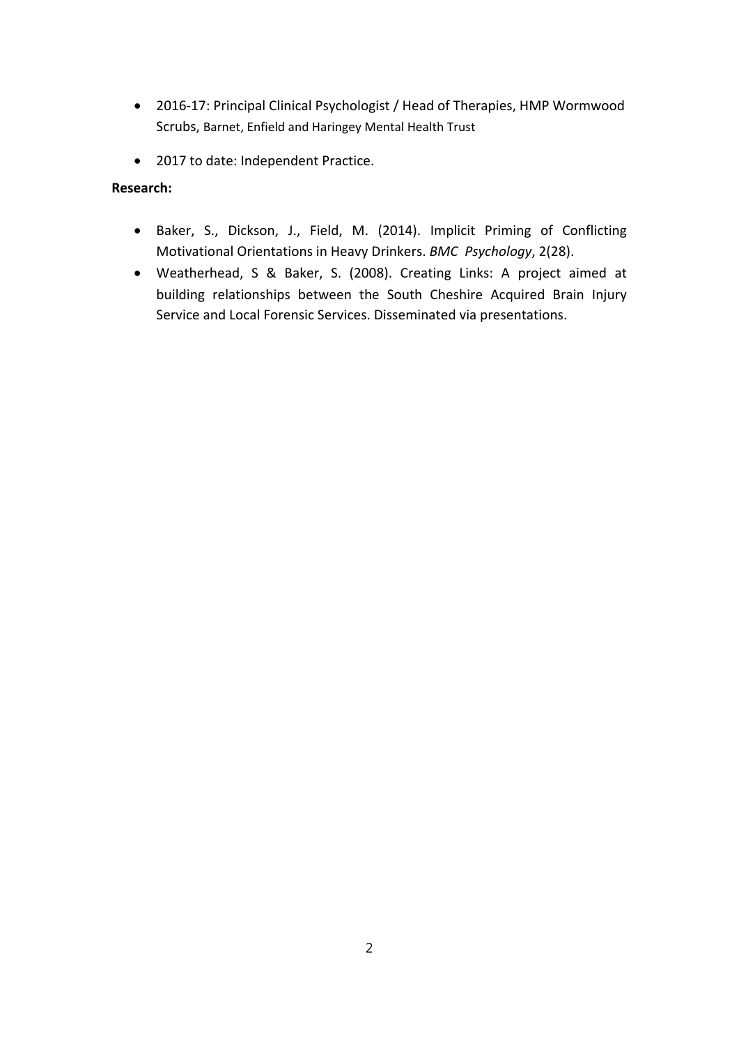- 2016-17: Principal Clinical Psychologist / Head of Therapies, HMP Wormwood Scrubs, Barnet, Enfield and Haringey Mental Health Trust
- 2017 to date: Independent Practice.

**Research:**

- Baker, S., Dickson, J., Field, M. (2014). Implicit Priming of Conflicting Motivational Orientations in Heavy Drinkers. *BMC Psychology*, 2(28).
- Weatherhead, S & Baker, S. (2008). Creating Links: A project aimed at building relationships between the South Cheshire Acquired Brain Injury Service and Local Forensic Services. Disseminated via presentations.